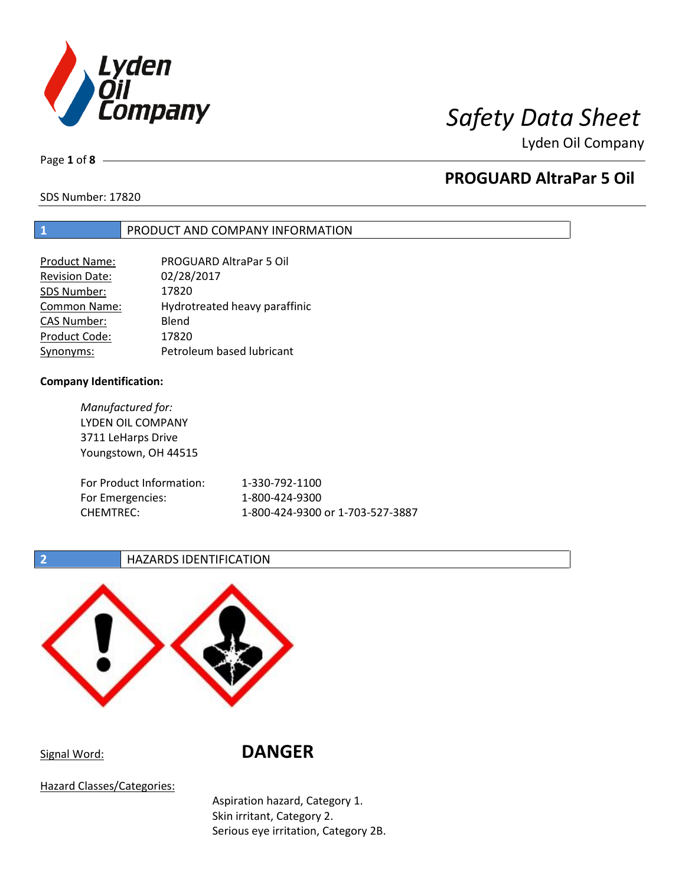# Safety Data Sheet

Lyden Oil Company

## PROGUARD AltraPar 5 Oil

SDS Number: 17820

## 1 PRODUCT AND COMPANY INFORMATION

| | |
|---|---|
| Product Name: | PROGUARD AltraPar 5 Oil |
| Revision Date: | 02/28/2017 |
| SDS Number: | 17820 |
| Common Name: | Hydrotreated heavy paraffinic |
| CAS Number: | Blend |
| Product Code: | 17820 |
| Synonyms: | Petroleum based lubricant |

**Company Identification:**

*Manufactured for:*
LYDEN OIL COMPANY
3711 LeHarps Drive
Youngstown, OH 44515

| | |
|---|---|
| For Product Information: | 1-330-792-1100 |
| For Emergencies: | 1-800-424-9300 |
| CHEMTREC: | 1-800-424-9300 or 1-703-527-3887 |

## 2 HAZARDS IDENTIFICATION

Signal Word: **DANGER**

Hazard Classes/Categories:

Aspiration hazard, Category 1.
Skin irritant, Category 2.
Serious eye irritation, Category 2B.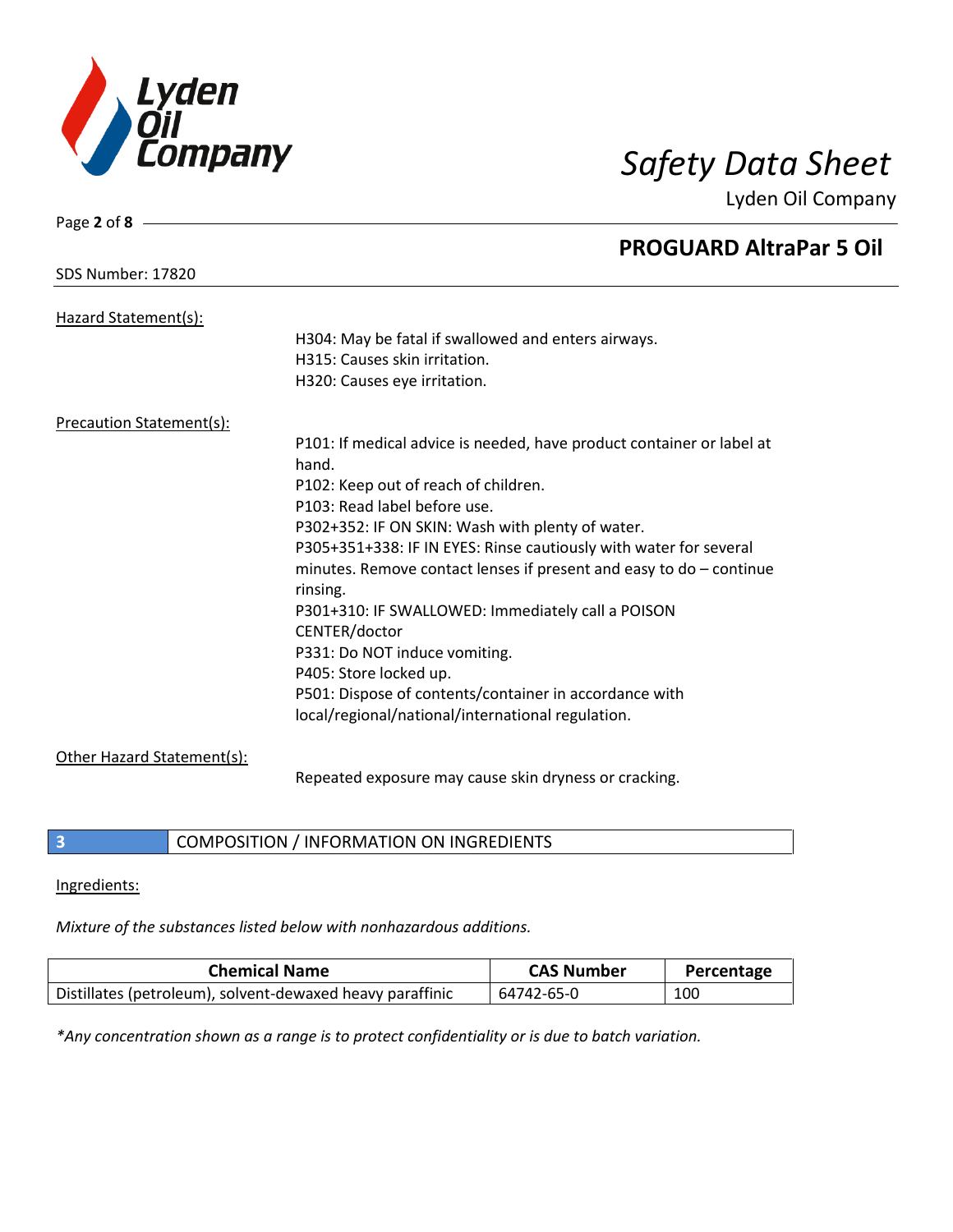Hazard Statement(s):

H304: May be fatal if swallowed and enters airways.
H315: Causes skin irritation.
H320: Causes eye irritation.

Precaution Statement(s):

P101: If medical advice is needed, have product container or label at hand.
P102: Keep out of reach of children.
P103: Read label before use.
P302+352: IF ON SKIN: Wash with plenty of water.
P305+351+338: IF IN EYES: Rinse cautiously with water for several minutes. Remove contact lenses if present and easy to do – continue rinsing.
P301+310: IF SWALLOWED: Immediately call a POISON CENTER/doctor
P331: Do NOT induce vomiting.
P405: Store locked up.
P501: Dispose of contents/container in accordance with local/regional/national/international regulation.

Other Hazard Statement(s):

Repeated exposure may cause skin dryness or cracking.

## 3 COMPOSITION / INFORMATION ON INGREDIENTS

Ingredients:

*Mixture of the substances listed below with nonhazardous additions.*

| Chemical Name | CAS Number | Percentage |
|---|---|---|
| Distillates (petroleum), solvent-dewaxed heavy paraffinic | 64742-65-0 | 100 |

*\*Any concentration shown as a range is to protect confidentiality or is due to batch variation.*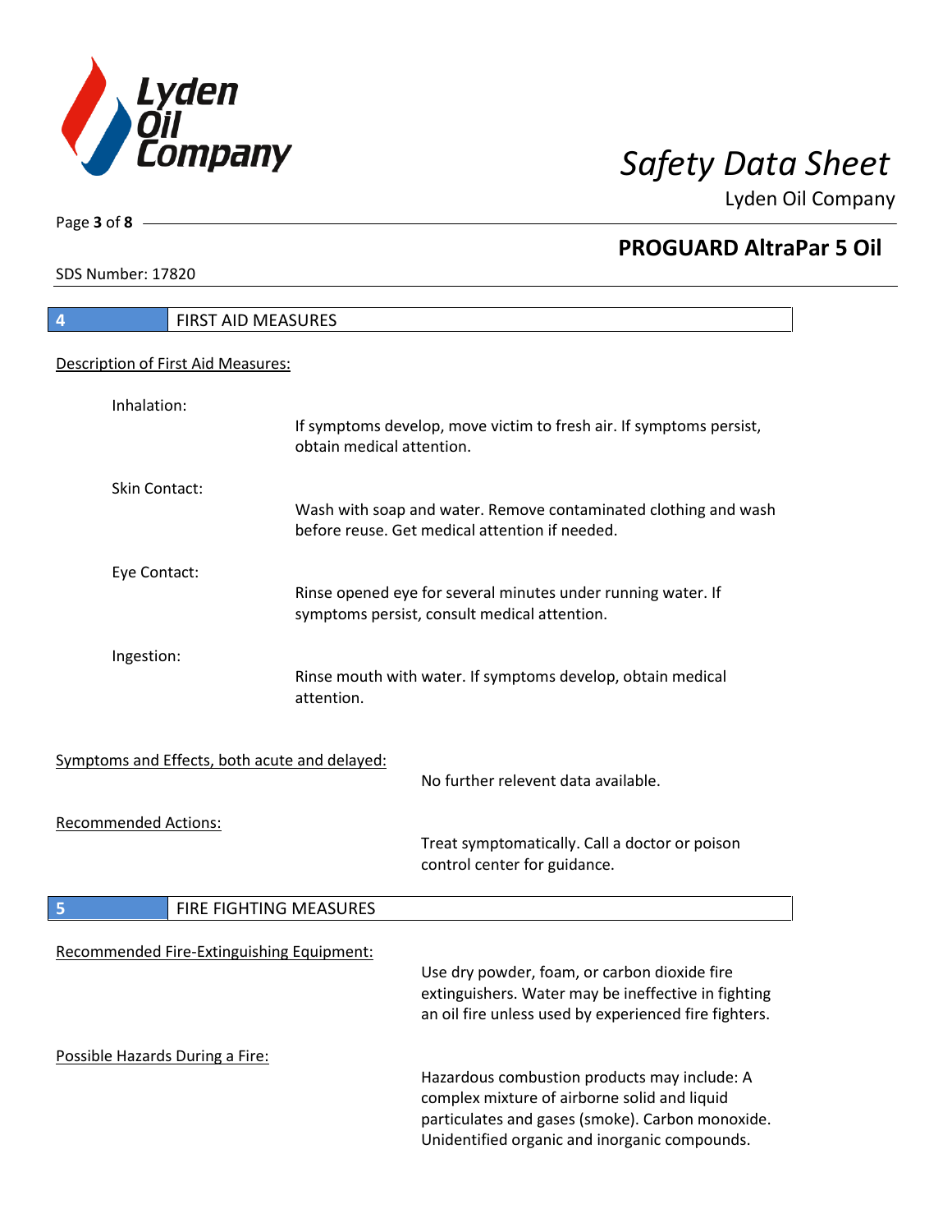## 4 FIRST AID MEASURES

Description of First Aid Measures:

**Inhalation:**
If symptoms develop, move victim to fresh air. If symptoms persist, obtain medical attention.

**Skin Contact:**
Wash with soap and water. Remove contaminated clothing and wash before reuse. Get medical attention if needed.

**Eye Contact:**
Rinse opened eye for several minutes under running water. If symptoms persist, consult medical attention.

**Ingestion:**
Rinse mouth with water. If symptoms develop, obtain medical attention.

Symptoms and Effects, both acute and delayed:
No further relevent data available.

Recommended Actions:
Treat symptomatically. Call a doctor or poison control center for guidance.

## 5 FIRE FIGHTING MEASURES

Recommended Fire-Extinguishing Equipment:
Use dry powder, foam, or carbon dioxide fire extinguishers. Water may be ineffective in fighting an oil fire unless used by experienced fire fighters.

Possible Hazards During a Fire:
Hazardous combustion products may include: A complex mixture of airborne solid and liquid particulates and gases (smoke). Carbon monoxide. Unidentified organic and inorganic compounds.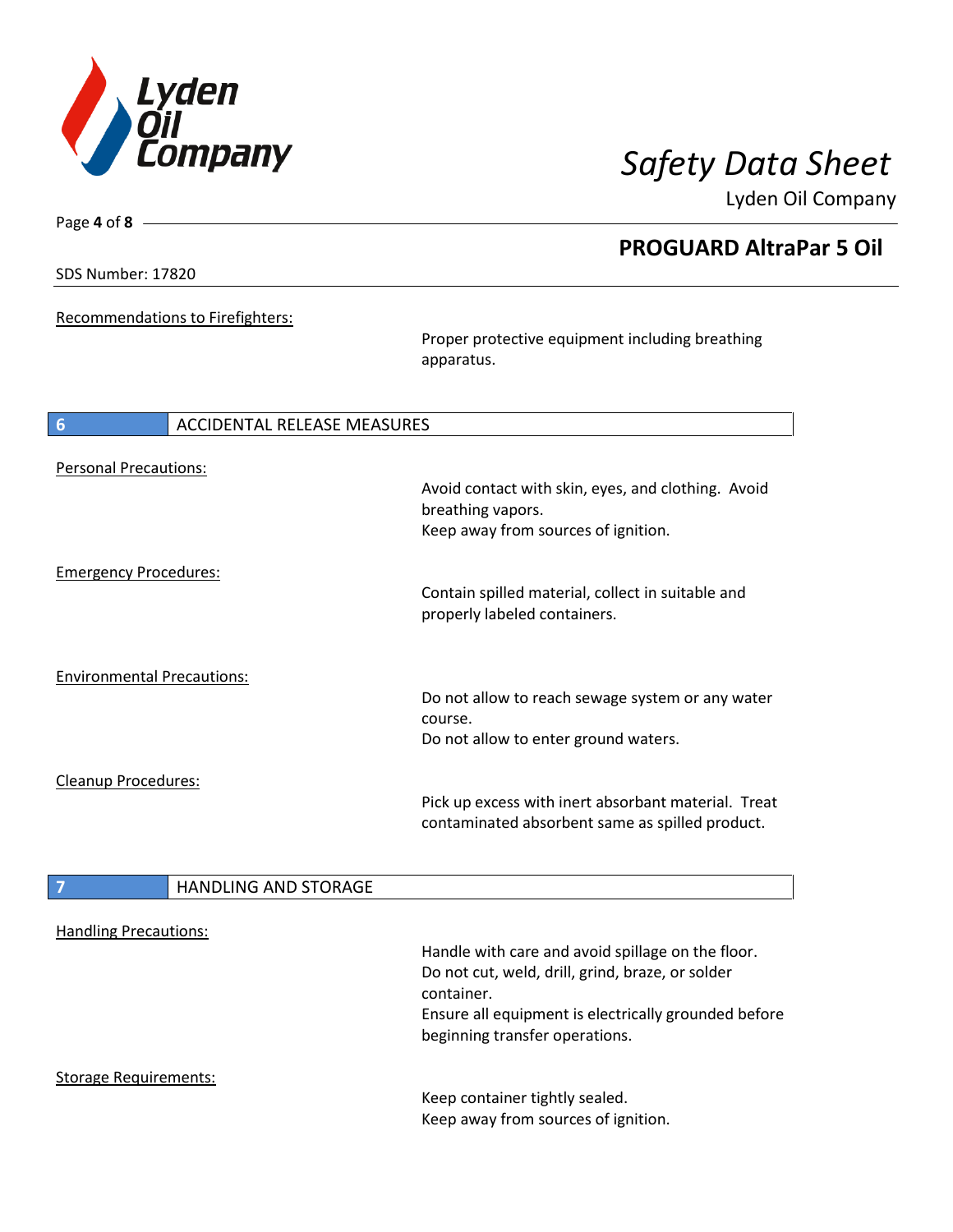Recommendations to Firefighters:

Proper protective equipment including breathing apparatus.

## 6 ACCIDENTAL RELEASE MEASURES

Personal Precautions:

Avoid contact with skin, eyes, and clothing. Avoid breathing vapors.
Keep away from sources of ignition.

Emergency Procedures:

Contain spilled material, collect in suitable and properly labeled containers.

Environmental Precautions:

Do not allow to reach sewage system or any water course.
Do not allow to enter ground waters.

Cleanup Procedures:

Pick up excess with inert absorbant material. Treat contaminated absorbent same as spilled product.

## 7 HANDLING AND STORAGE

Handling Precautions:

Handle with care and avoid spillage on the floor.
Do not cut, weld, drill, grind, braze, or solder container.
Ensure all equipment is electrically grounded before beginning transfer operations.

Storage Requirements:

Keep container tightly sealed.
Keep away from sources of ignition.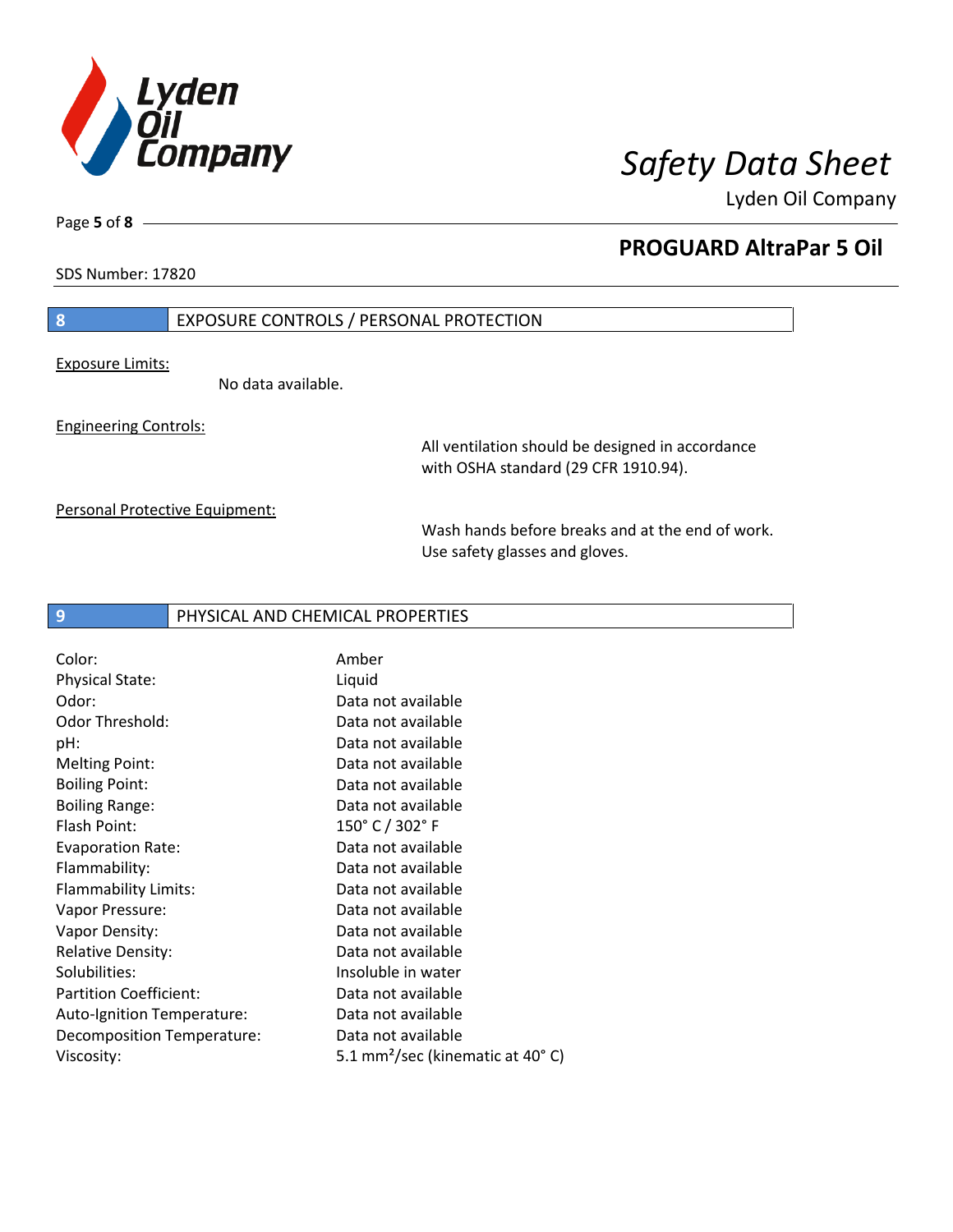## 8 EXPOSURE CONTROLS / PERSONAL PROTECTION

Exposure Limits:

No data available.

Engineering Controls:

All ventilation should be designed in accordance with OSHA standard (29 CFR 1910.94).

Personal Protective Equipment:

Wash hands before breaks and at the end of work. Use safety glasses and gloves.

## 9 PHYSICAL AND CHEMICAL PROPERTIES

| | |
|---|---|
| Color: | Amber |
| Physical State: | Liquid |
| Odor: | Data not available |
| Odor Threshold: | Data not available |
| pH: | Data not available |
| Melting Point: | Data not available |
| Boiling Point: | Data not available |
| Boiling Range: | Data not available |
| Flash Point: | 150° C / 302° F |
| Evaporation Rate: | Data not available |
| Flammability: | Data not available |
| Flammability Limits: | Data not available |
| Vapor Pressure: | Data not available |
| Vapor Density: | Data not available |
| Relative Density: | Data not available |
| Solubilities: | Insoluble in water |
| Partition Coefficient: | Data not available |
| Auto-Ignition Temperature: | Data not available |
| Decomposition Temperature: | Data not available |
| Viscosity: | 5.1 $mm^2$/sec (kinematic at 40° C) |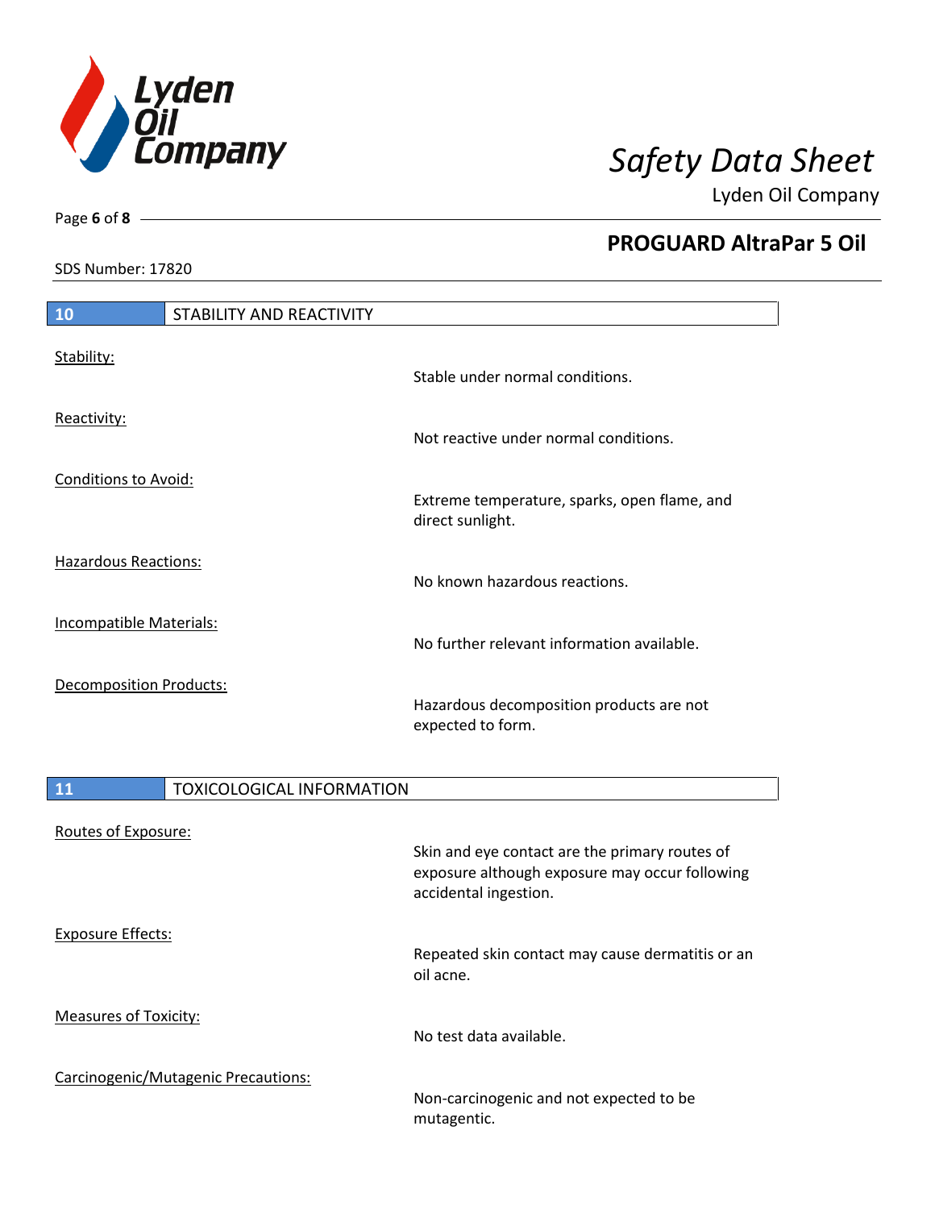## 10 STABILITY AND REACTIVITY

Stability:

Stable under normal conditions.

Reactivity:

Not reactive under normal conditions.

Conditions to Avoid:

Extreme temperature, sparks, open flame, and direct sunlight.

Hazardous Reactions:

No known hazardous reactions.

Incompatible Materials:

No further relevant information available.

Decomposition Products:

Hazardous decomposition products are not expected to form.

## 11 TOXICOLOGICAL INFORMATION

Routes of Exposure:

Skin and eye contact are the primary routes of exposure although exposure may occur following accidental ingestion.

Exposure Effects:

Repeated skin contact may cause dermatitis or an oil acne.

Measures of Toxicity:

No test data available.

Carcinogenic/Mutagenic Precautions:

Non-carcinogenic and not expected to be mutagentic.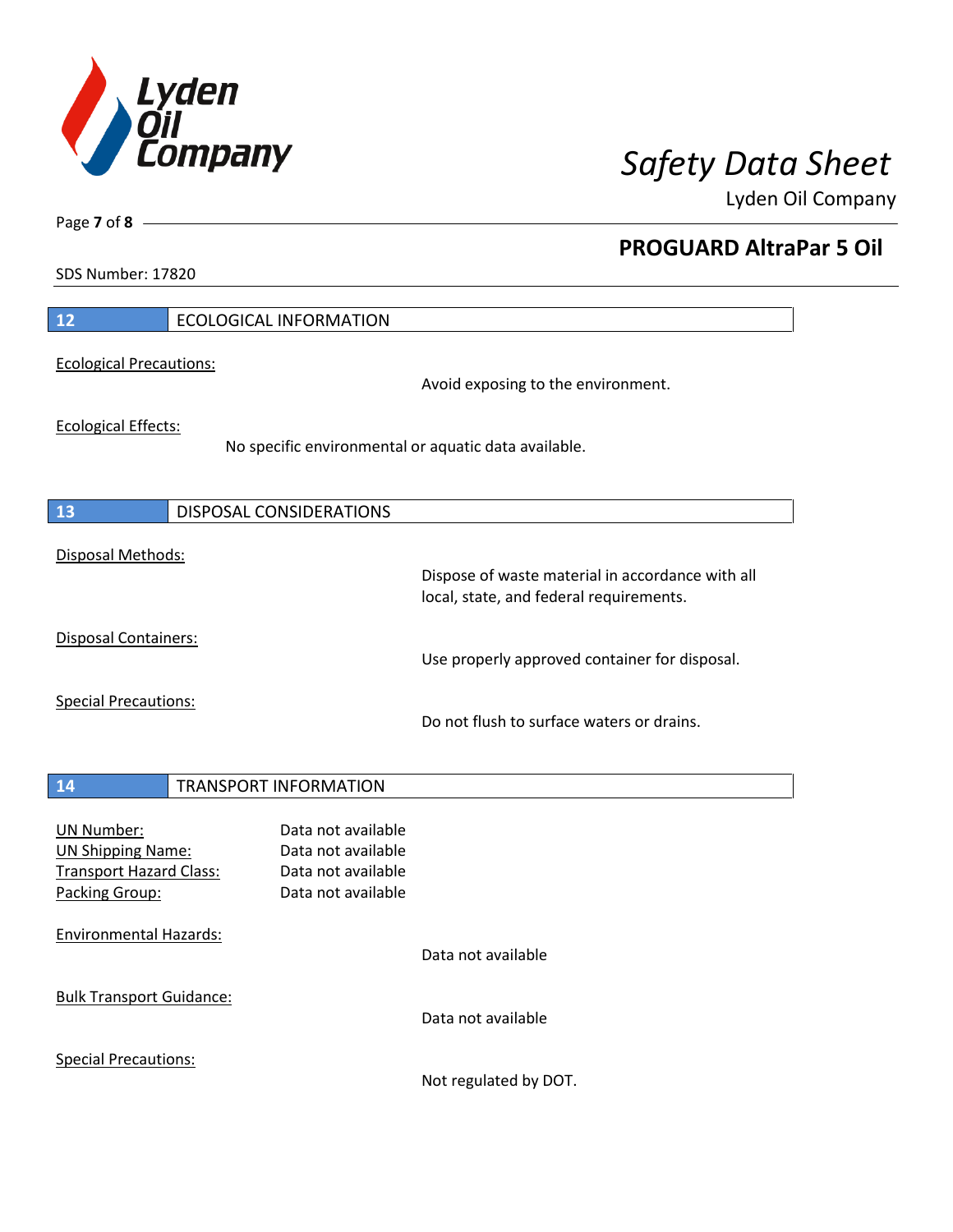## 12 ECOLOGICAL INFORMATION

Ecological Precautions:

Avoid exposing to the environment.

Ecological Effects:

No specific environmental or aquatic data available.

## 13 DISPOSAL CONSIDERATIONS

Disposal Methods:

Dispose of waste material in accordance with all local, state, and federal requirements.

Disposal Containers:

Use properly approved container for disposal.

Special Precautions:

Do not flush to surface waters or drains.

## 14 TRANSPORT INFORMATION

UN Number: Data not available
UN Shipping Name: Data not available
Transport Hazard Class: Data not available
Packing Group: Data not available

Environmental Hazards:

Data not available

Bulk Transport Guidance:

Data not available

Special Precautions:

Not regulated by DOT.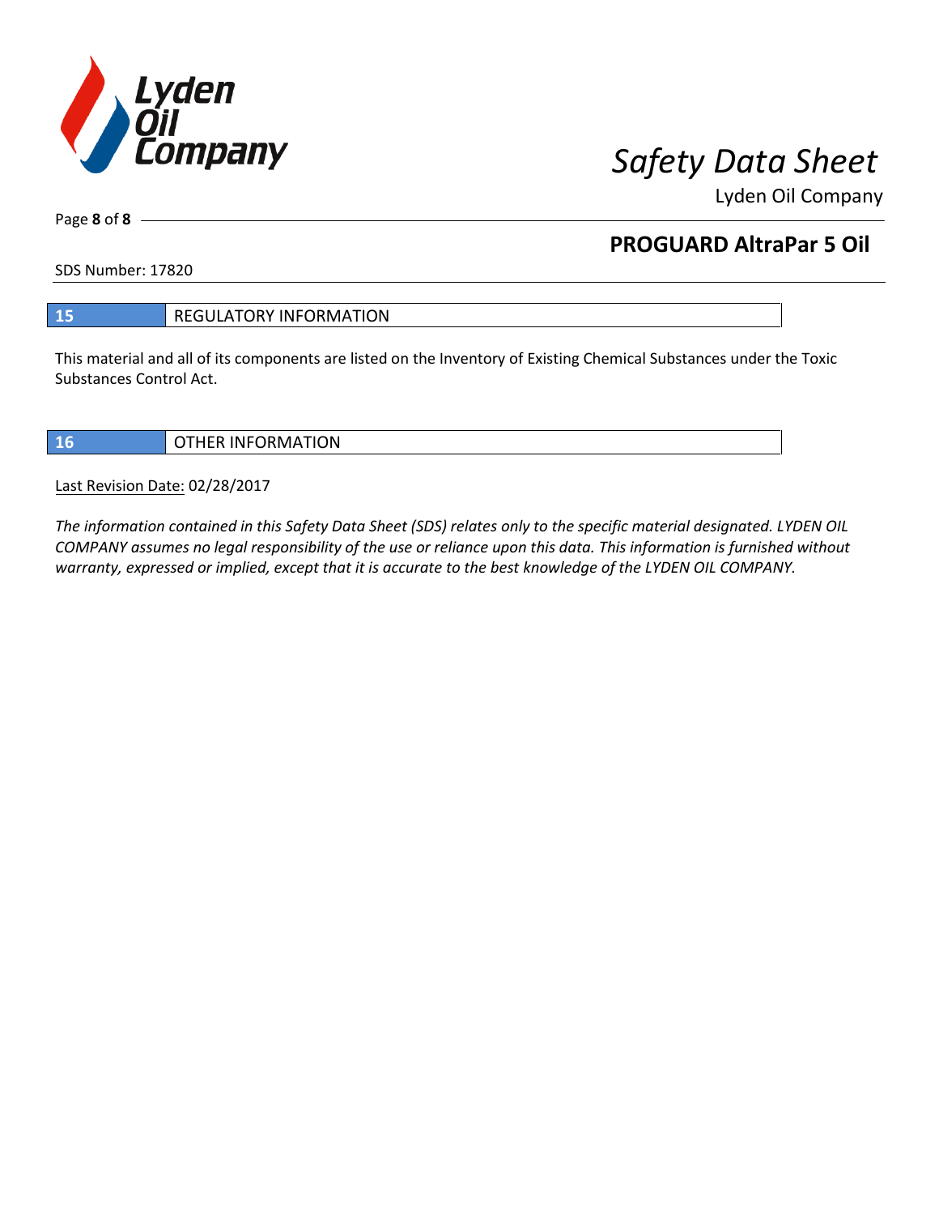## 15 REGULATORY INFORMATION

This material and all of its components are listed on the Inventory of Existing Chemical Substances under the Toxic Substances Control Act.

## 16 OTHER INFORMATION

Last Revision Date: 02/28/2017

*The information contained in this Safety Data Sheet (SDS) relates only to the specific material designated. LYDEN OIL COMPANY assumes no legal responsibility of the use or reliance upon this data. This information is furnished without warranty, expressed or implied, except that it is accurate to the best knowledge of the LYDEN OIL COMPANY.*